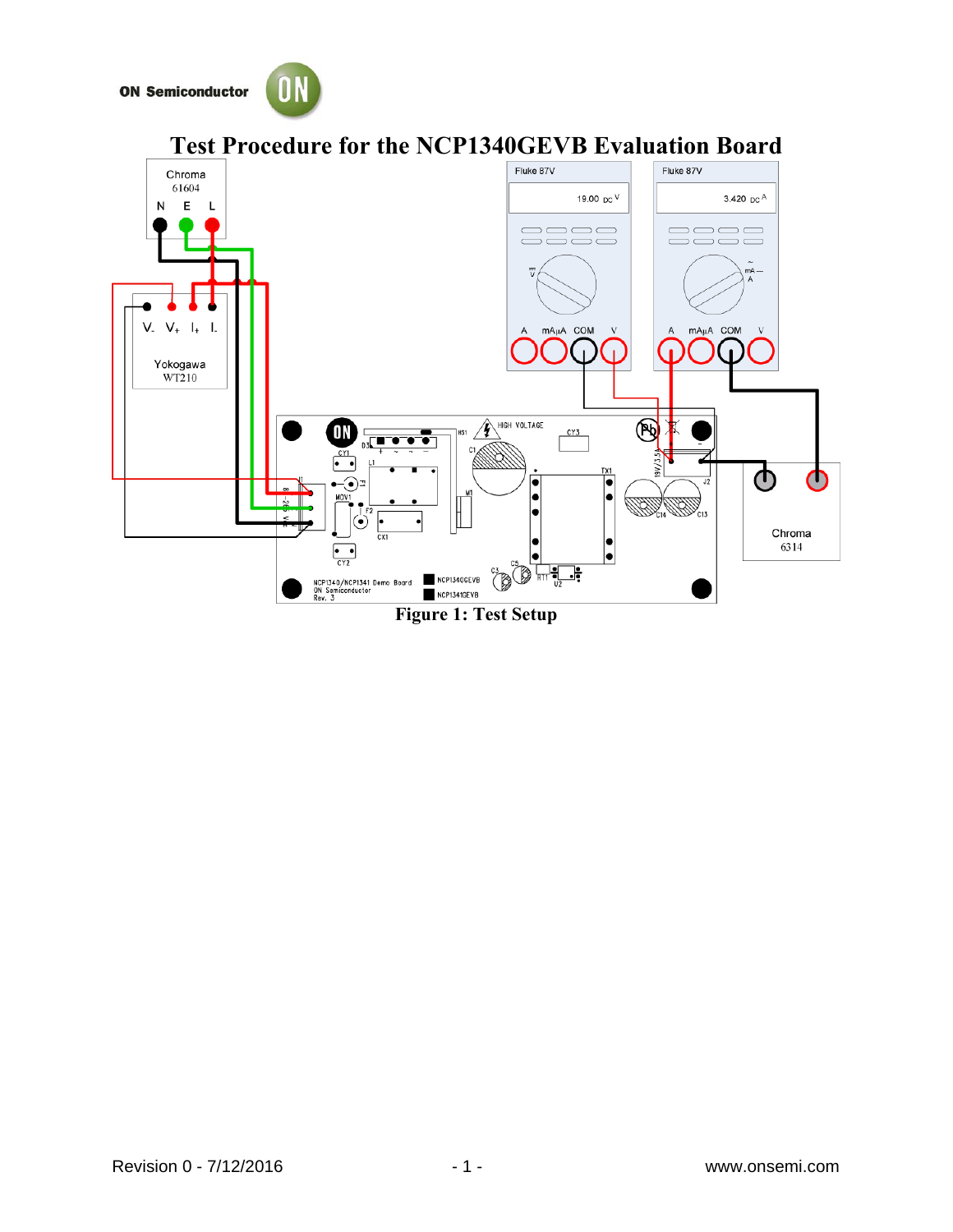# Test Procedure for the NCP1340GEVB Evaluation Board

**Figure 1: Test Setup**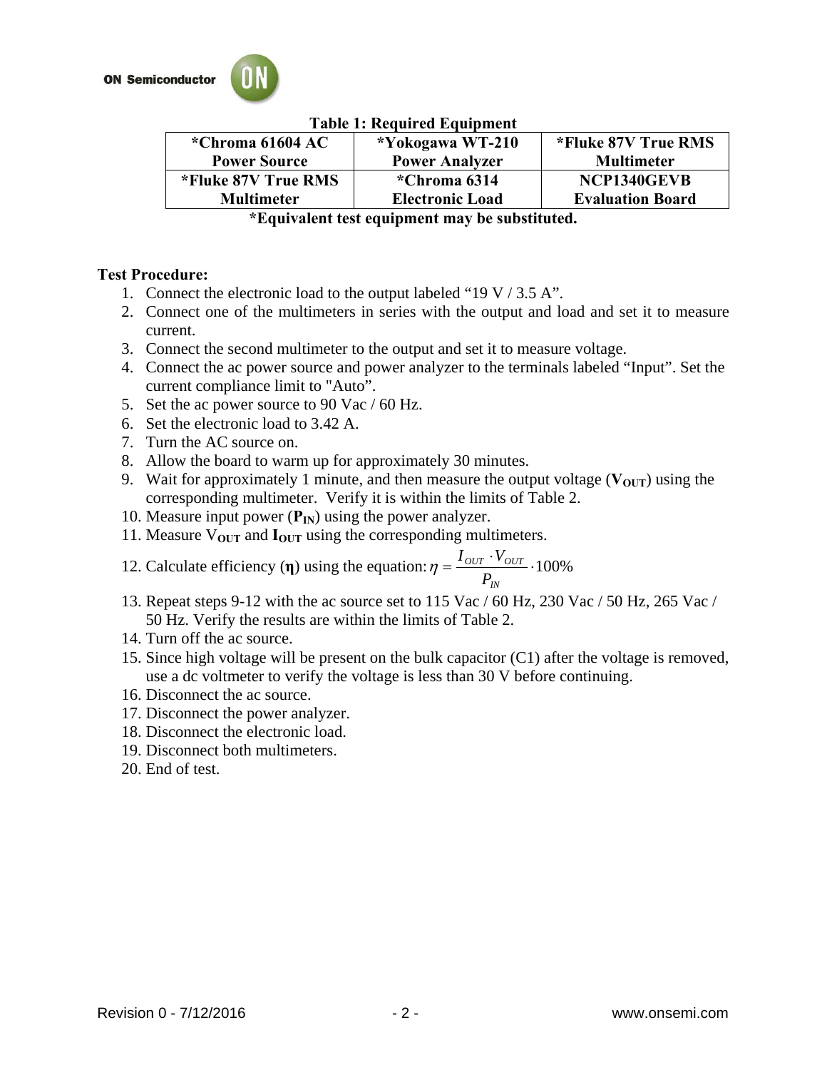**Table 1: Required Equipment**

| | | |
|---|---|---|
| **\*Chroma 61604 AC Power Source** | **\*Yokogawa WT-210 Power Analyzer** | **\*Fluke 87V True RMS Multimeter** |
| **\*Fluke 87V True RMS Multimeter** | **\*Chroma 6314 Electronic Load** | **NCP1340GEVB Evaluation Board** |

**\*Equivalent test equipment may be substituted.**

**Test Procedure:**

1. Connect the electronic load to the output labeled "19 V / 3.5 A".
2. Connect one of the multimeters in series with the output and load and set it to measure current.
3. Connect the second multimeter to the output and set it to measure voltage.
4. Connect the ac power source and power analyzer to the terminals labeled "Input". Set the current compliance limit to "Auto".
5. Set the ac power source to 90 Vac / 60 Hz.
6. Set the electronic load to 3.42 A.
7. Turn the AC source on.
8. Allow the board to warm up for approximately 30 minutes.
9. Wait for approximately 1 minute, and then measure the output voltage (**$V_{OUT}$**) using the corresponding multimeter. Verify it is within the limits of Table 2.
10. Measure input power (**$P_{IN}$**) using the power analyzer.
11. Measure $V_{OUT}$ and **$I_{OUT}$** using the corresponding multimeters.
12. Calculate efficiency (**η**) using the equation: $\eta = \frac{I_{OUT} \cdot V_{OUT}}{P_{IN}} \cdot 100\%$
13. Repeat steps 9-12 with the ac source set to 115 Vac / 60 Hz, 230 Vac / 50 Hz, 265 Vac / 50 Hz. Verify the results are within the limits of Table 2.
14. Turn off the ac source.
15. Since high voltage will be present on the bulk capacitor (C1) after the voltage is removed, use a dc voltmeter to verify the voltage is less than 30 V before continuing.
16. Disconnect the ac source.
17. Disconnect the power analyzer.
18. Disconnect the electronic load.
19. Disconnect both multimeters.
20. End of test.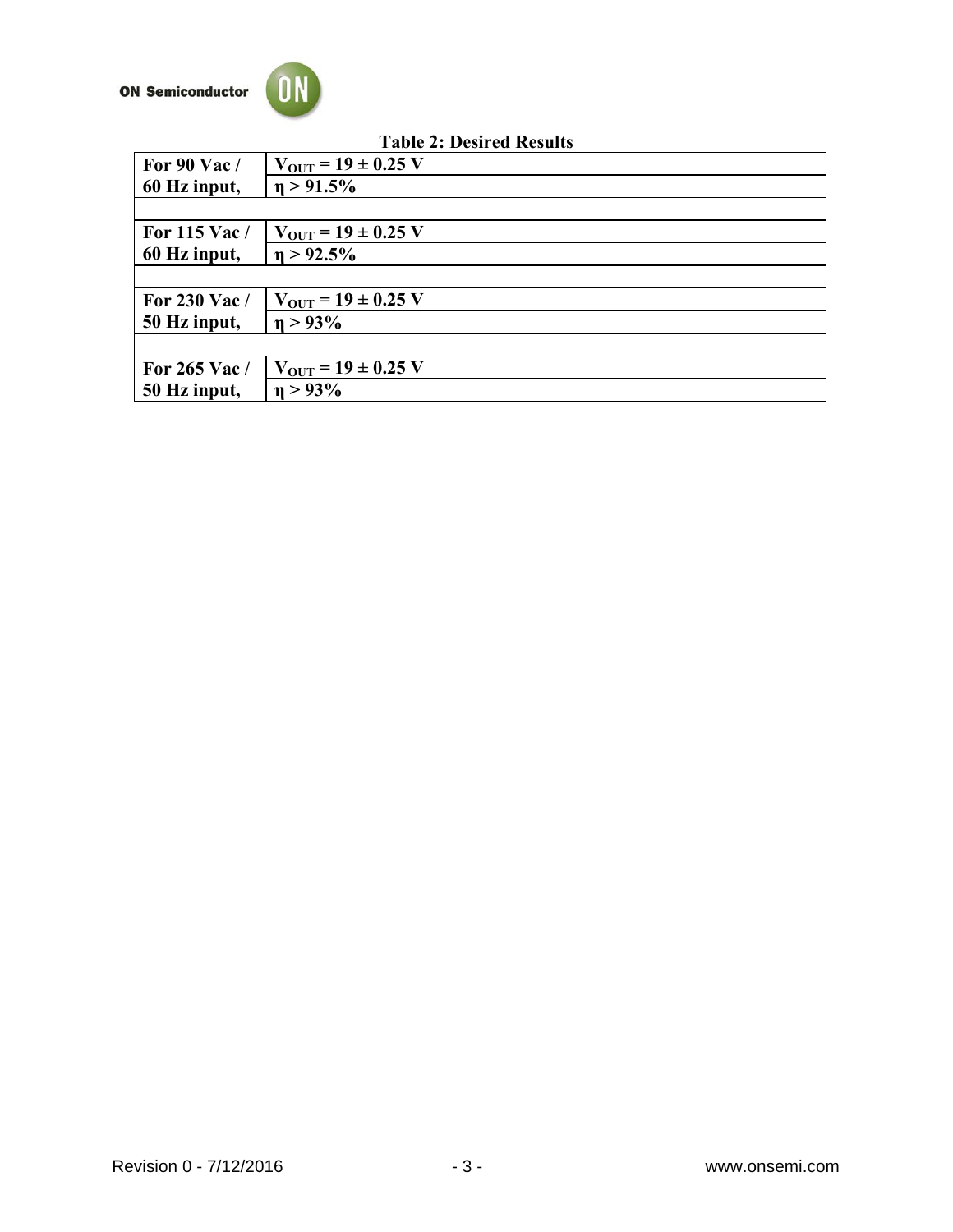**Table 2: Desired Results**

| | |
|---|---|
| **For 90 Vac / 60 Hz input,** | **$V_{OUT}$ = 19 ± 0.25 V** |
| | **η > 91.5%** |
| | |
| **For 115 Vac / 60 Hz input,** | **$V_{OUT}$ = 19 ± 0.25 V** |
| | **η > 92.5%** |
| | |
| **For 230 Vac / 50 Hz input,** | **$V_{OUT}$ = 19 ± 0.25 V** |
| | **η > 93%** |
| | |
| **For 265 Vac / 50 Hz input,** | **$V_{OUT}$ = 19 ± 0.25 V** |
| | **η > 93%** |